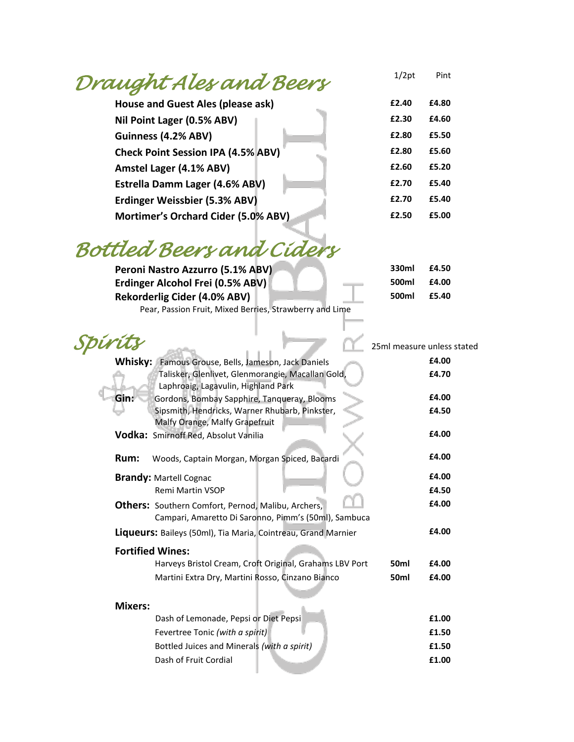## Draught Ales and Beers

| | 1/2pt | Pint |
|---|---|---|
| **House and Guest Ales (please ask)** | **£2.40** | **£4.80** |
| **Nil Point Lager (0.5% ABV)** | **£2.30** | **£4.60** |
| **Guinness (4.2% ABV)** | **£2.80** | **£5.50** |
| **Check Point Session IPA (4.5% ABV)** | **£2.80** | **£5.60** |
| **Amstel Lager (4.1% ABV)** | **£2.60** | **£5.20** |
| **Estrella Damm Lager (4.6% ABV)** | **£2.70** | **£5.40** |
| **Erdinger Weissbier (5.3% ABV)** | **£2.70** | **£5.40** |
| **Mortimer's Orchard Cider (5.0% ABV)** | **£2.50** | **£5.00** |

## Bottled Beers and Ciders

| | | |
|---|---|---|
| **Peroni Nastro Azzurro (5.1% ABV)** | **330ml** | **£4.50** |
| **Erdinger Alcohol Frei (0.5% ABV)** | **500ml** | **£4.00** |
| **Rekorderlig Cider (4.0% ABV)** | **500ml** | **£5.40** |
| Pear, Passion Fruit, Mixed Berries, Strawberry and Lime | | |

## Spirits

25ml measure unless stated

| | | | |
|---|---|---|---|
| **Whisky:** | Famous Grouse, Bells, Jameson, Jack Daniels | | **£4.00** |
| | Talisker, Glenlivet, Glenmorangie, Macallan Gold, Laphroaig, Lagavulin, Highland Park | | **£4.70** |
| **Gin:** | Gordons, Bombay Sapphire, Tanqueray, Blooms | | **£4.00** |
| | Sipsmith, Hendricks, Warner Rhubarb, Pinkster, Malfy Orange, Malfy Grapefruit | | **£4.50** |
| **Vodka:** | Smirnoff Red, Absolut Vanilia | | **£4.00** |
| **Rum:** | Woods, Captain Morgan, Morgan Spiced, Bacardi | | **£4.00** |
| **Brandy:** | Martell Cognac | | **£4.00** |
| | Remi Martin VSOP | | **£4.50** |
| **Others:** | Southern Comfort, Pernod, Malibu, Archers, Campari, Amaretto Di Saronno, Pimm's (50ml), Sambuca | | **£4.00** |
| **Liqueurs:** | Baileys (50ml), Tia Maria, Cointreau, Grand Marnier | | **£4.00** |
| **Fortified Wines:** | | | |
| | Harveys Bristol Cream, Croft Original, Grahams LBV Port | **50ml** | **£4.00** |
| | Martini Extra Dry, Martini Rosso, Cinzano Bianco | **50ml** | **£4.00** |

**Mixers:**

| | |
|---|---|
| Dash of Lemonade, Pepsi or Diet Pepsi | **£1.00** |
| Fevertree Tonic *(with a spirit)* | **£1.50** |
| Bottled Juices and Minerals *(with a spirit)* | **£1.50** |
| Dash of Fruit Cordial | **£1.00** |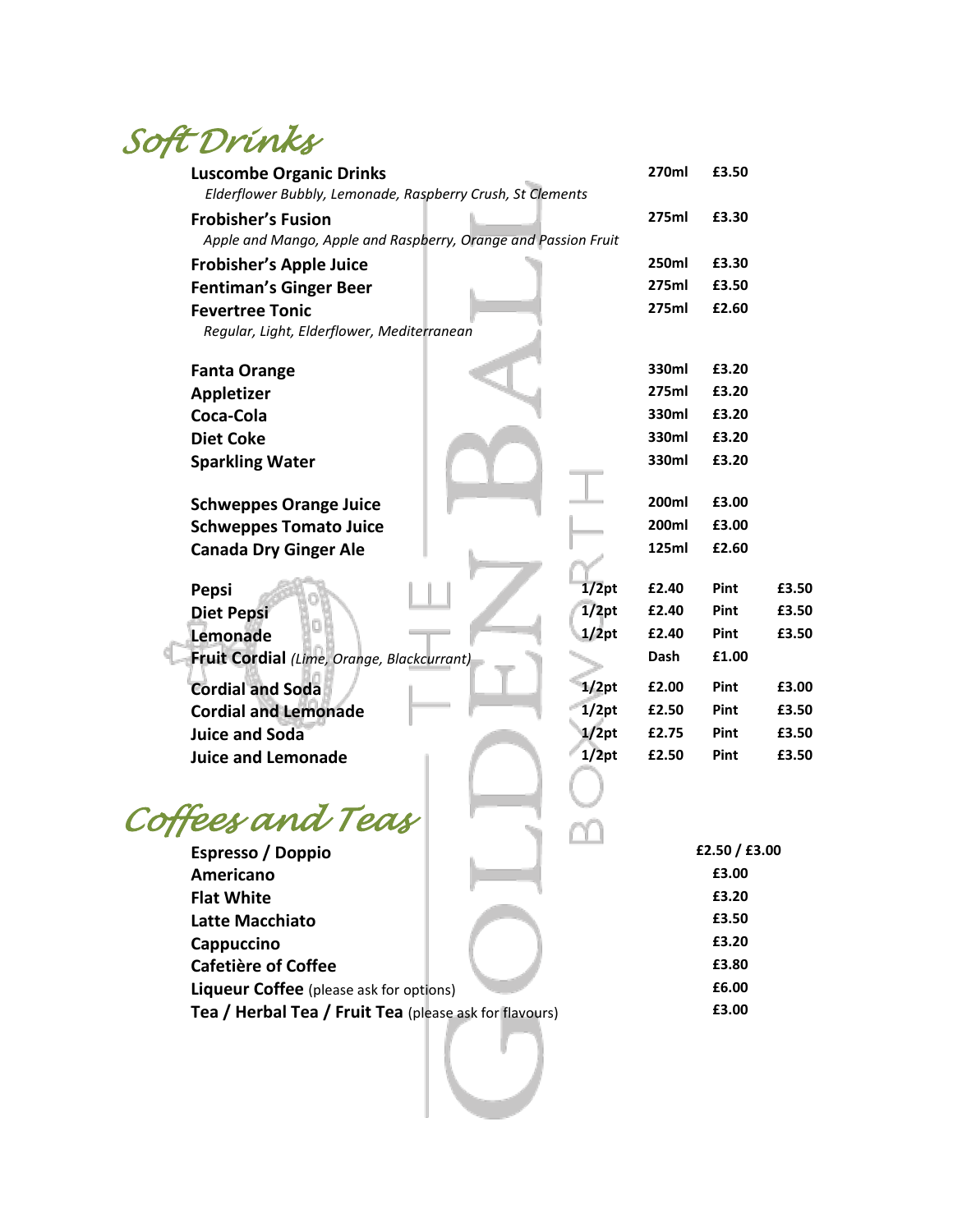## Soft Drinks

| | | | | |
|---|---|---|---|---|
| **Luscombe Organic Drinks**<br>*Elderflower Bubbly, Lemonade, Raspberry Crush, St Clements* | | **270ml** | **£3.50** | |
| **Frobisher's Fusion**<br>*Apple and Mango, Apple and Raspberry, Orange and Passion Fruit* | | **275ml** | **£3.30** | |
| **Frobisher's Apple Juice** | | **250ml** | **£3.30** | |
| **Fentiman's Ginger Beer** | | **275ml** | **£3.50** | |
| **Fevertree Tonic**<br>*Regular, Light, Elderflower, Mediterranean* | | **275ml** | **£2.60** | |
| **Fanta Orange** | | **330ml** | **£3.20** | |
| **Appletizer** | | **275ml** | **£3.20** | |
| **Coca-Cola** | | **330ml** | **£3.20** | |
| **Diet Coke** | | **330ml** | **£3.20** | |
| **Sparkling Water** | | **330ml** | **£3.20** | |
| **Schweppes Orange Juice** | | **200ml** | **£3.00** | |
| **Schweppes Tomato Juice** | | **200ml** | **£3.00** | |
| **Canada Dry Ginger Ale** | | **125ml** | **£2.60** | |
| **Pepsi** | **1/2pt** | **£2.40** | **Pint** | **£3.50** |
| **Diet Pepsi** | **1/2pt** | **£2.40** | **Pint** | **£3.50** |
| **Lemonade** | **1/2pt** | **£2.40** | **Pint** | **£3.50** |
| **Fruit Cordial** *(Lime, Orange, Blackcurrant)* | | **Dash** | **£1.00** | |
| **Cordial and Soda** | **1/2pt** | **£2.00** | **Pint** | **£3.00** |
| **Cordial and Lemonade** | **1/2pt** | **£2.50** | **Pint** | **£3.50** |
| **Juice and Soda** | **1/2pt** | **£2.75** | **Pint** | **£3.50** |
| **Juice and Lemonade** | **1/2pt** | **£2.50** | **Pint** | **£3.50** |

## Coffees and Teas

| | |
|---|---|
| **Espresso / Doppio** | **£2.50 / £3.00** |
| **Americano** | **£3.00** |
| **Flat White** | **£3.20** |
| **Latte Macchiato** | **£3.50** |
| **Cappuccino** | **£3.20** |
| **Cafetière of Coffee** | **£3.80** |
| **Liqueur Coffee** (please ask for options) | **£6.00** |
| **Tea / Herbal Tea / Fruit Tea** (please ask for flavours) | **£3.00** |